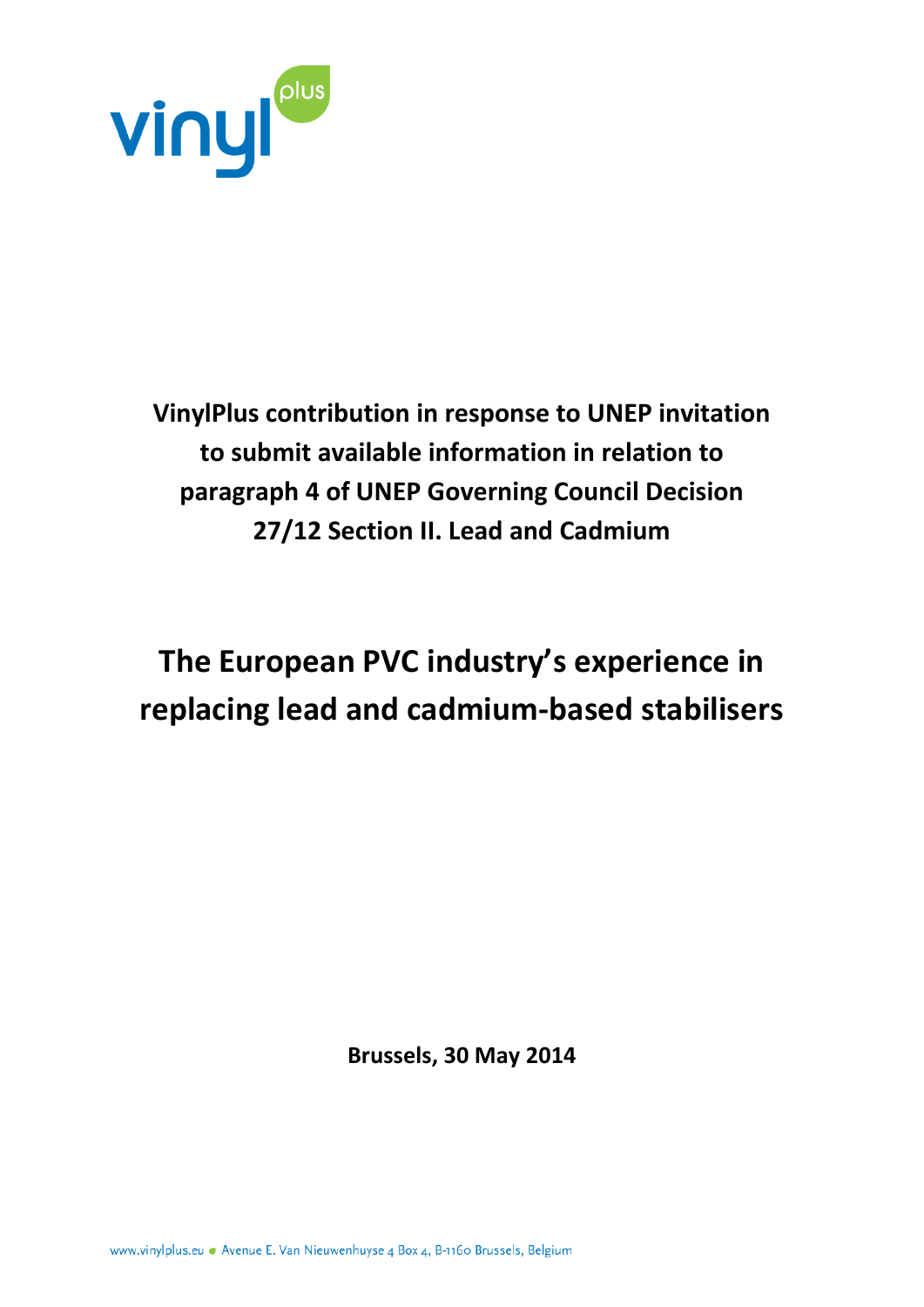vinyl plus

**VinylPlus contribution in response to UNEP invitation to submit available information in relation to paragraph 4 of UNEP Governing Council Decision 27/12 Section II. Lead and Cadmium**

# The European PVC industry's experience in replacing lead and cadmium-based stabilisers

**Brussels, 30 May 2014**

www.vinylplus.eu ● Avenue E. Van Nieuwenhuyse 4 Box 4, B-1160 Brussels, Belgium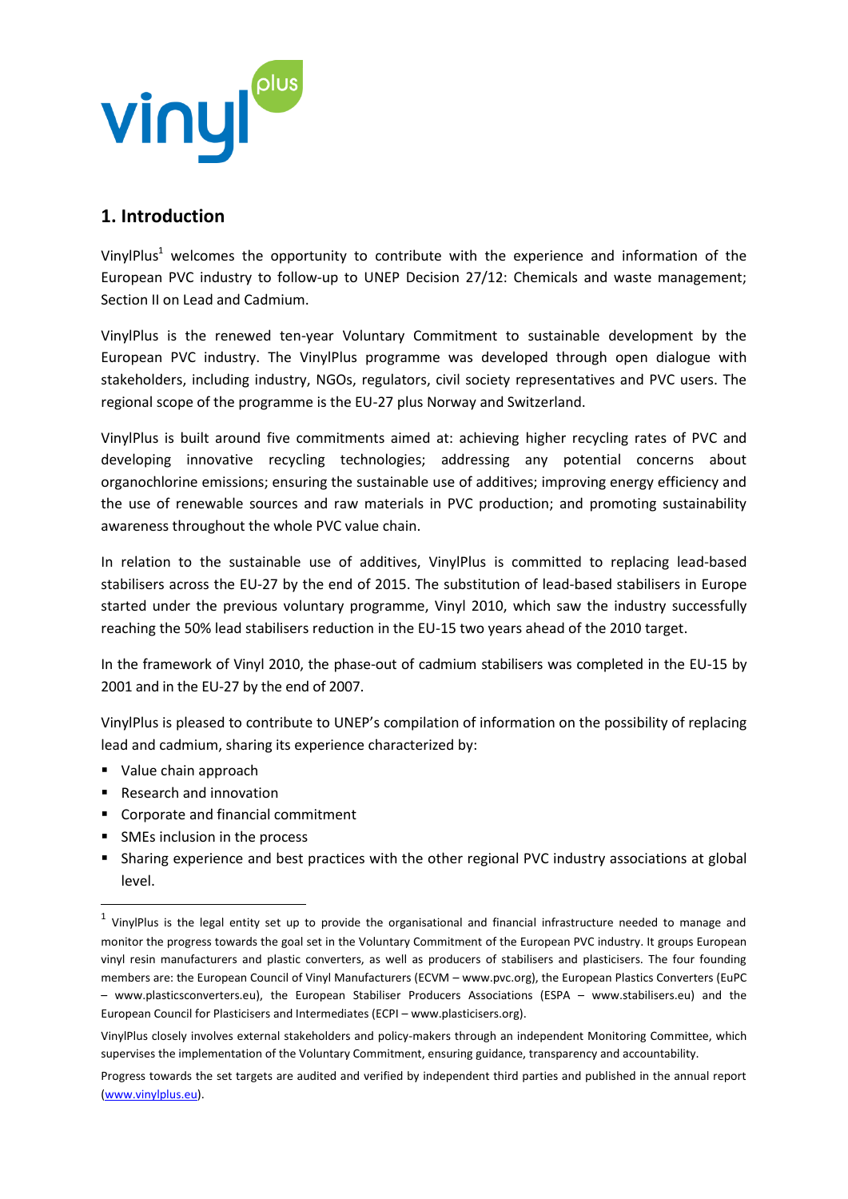## 1. Introduction

VinylPlus[1] welcomes the opportunity to contribute with the experience and information of the European PVC industry to follow-up to UNEP Decision 27/12: Chemicals and waste management; Section II on Lead and Cadmium.

VinylPlus is the renewed ten-year Voluntary Commitment to sustainable development by the European PVC industry. The VinylPlus programme was developed through open dialogue with stakeholders, including industry, NGOs, regulators, civil society representatives and PVC users. The regional scope of the programme is the EU-27 plus Norway and Switzerland.

VinylPlus is built around five commitments aimed at: achieving higher recycling rates of PVC and developing innovative recycling technologies; addressing any potential concerns about organochlorine emissions; ensuring the sustainable use of additives; improving energy efficiency and the use of renewable sources and raw materials in PVC production; and promoting sustainability awareness throughout the whole PVC value chain.

In relation to the sustainable use of additives, VinylPlus is committed to replacing lead-based stabilisers across the EU-27 by the end of 2015. The substitution of lead-based stabilisers in Europe started under the previous voluntary programme, Vinyl 2010, which saw the industry successfully reaching the 50% lead stabilisers reduction in the EU-15 two years ahead of the 2010 target.

In the framework of Vinyl 2010, the phase-out of cadmium stabilisers was completed in the EU-15 by 2001 and in the EU-27 by the end of 2007.

VinylPlus is pleased to contribute to UNEP's compilation of information on the possibility of replacing lead and cadmium, sharing its experience characterized by:

- Value chain approach
- Research and innovation
- Corporate and financial commitment
- SMEs inclusion in the process
- Sharing experience and best practices with the other regional PVC industry associations at global level.

---

[1] VinylPlus is the legal entity set up to provide the organisational and financial infrastructure needed to manage and monitor the progress towards the goal set in the Voluntary Commitment of the European PVC industry. It groups European vinyl resin manufacturers and plastic converters, as well as producers of stabilisers and plasticisers. The four founding members are: the European Council of Vinyl Manufacturers (ECVM – www.pvc.org), the European Plastics Converters (EuPC – www.plasticsconverters.eu), the European Stabiliser Producers Associations (ESPA – www.stabilisers.eu) and the European Council for Plasticisers and Intermediates (ECPI – www.plasticisers.org).

VinylPlus closely involves external stakeholders and policy-makers through an independent Monitoring Committee, which supervises the implementation of the Voluntary Commitment, ensuring guidance, transparency and accountability.

Progress towards the set targets are audited and verified by independent third parties and published in the annual report (www.vinylplus.eu).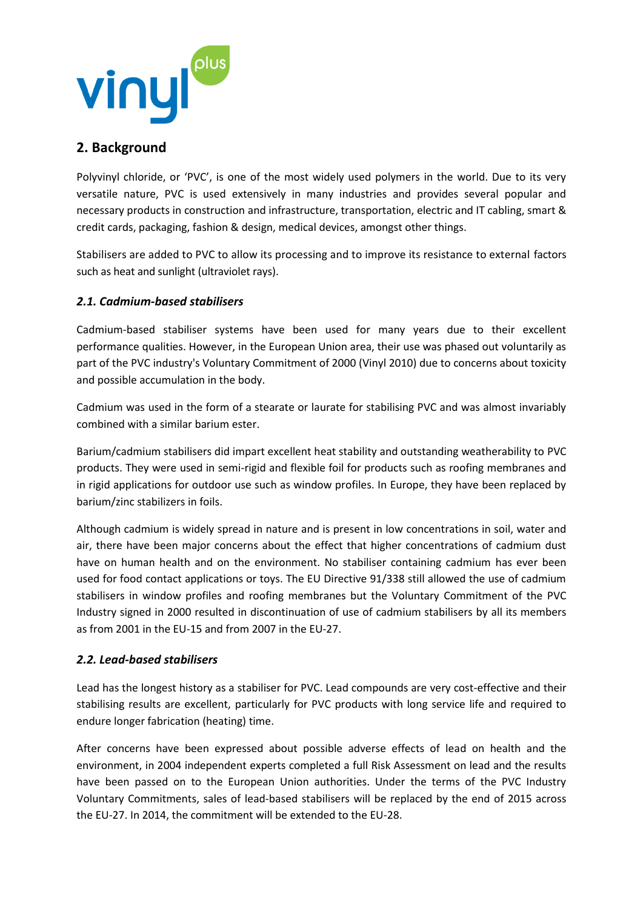## 2. Background

Polyvinyl chloride, or 'PVC', is one of the most widely used polymers in the world. Due to its very versatile nature, PVC is used extensively in many industries and provides several popular and necessary products in construction and infrastructure, transportation, electric and IT cabling, smart & credit cards, packaging, fashion & design, medical devices, amongst other things.

Stabilisers are added to PVC to allow its processing and to improve its resistance to external factors such as heat and sunlight (ultraviolet rays).

### *2.1. Cadmium-based stabilisers*

Cadmium-based stabiliser systems have been used for many years due to their excellent performance qualities. However, in the European Union area, their use was phased out voluntarily as part of the PVC industry's Voluntary Commitment of 2000 (Vinyl 2010) due to concerns about toxicity and possible accumulation in the body.

Cadmium was used in the form of a stearate or laurate for stabilising PVC and was almost invariably combined with a similar barium ester.

Barium/cadmium stabilisers did impart excellent heat stability and outstanding weatherability to PVC products. They were used in semi-rigid and flexible foil for products such as roofing membranes and in rigid applications for outdoor use such as window profiles. In Europe, they have been replaced by barium/zinc stabilizers in foils.

Although cadmium is widely spread in nature and is present in low concentrations in soil, water and air, there have been major concerns about the effect that higher concentrations of cadmium dust have on human health and on the environment. No stabiliser containing cadmium has ever been used for food contact applications or toys. The EU Directive 91/338 still allowed the use of cadmium stabilisers in window profiles and roofing membranes but the Voluntary Commitment of the PVC Industry signed in 2000 resulted in discontinuation of use of cadmium stabilisers by all its members as from 2001 in the EU-15 and from 2007 in the EU-27.

### *2.2. Lead-based stabilisers*

Lead has the longest history as a stabiliser for PVC. Lead compounds are very cost-effective and their stabilising results are excellent, particularly for PVC products with long service life and required to endure longer fabrication (heating) time.

After concerns have been expressed about possible adverse effects of lead on health and the environment, in 2004 independent experts completed a full Risk Assessment on lead and the results have been passed on to the European Union authorities. Under the terms of the PVC Industry Voluntary Commitments, sales of lead-based stabilisers will be replaced by the end of 2015 across the EU-27. In 2014, the commitment will be extended to the EU-28.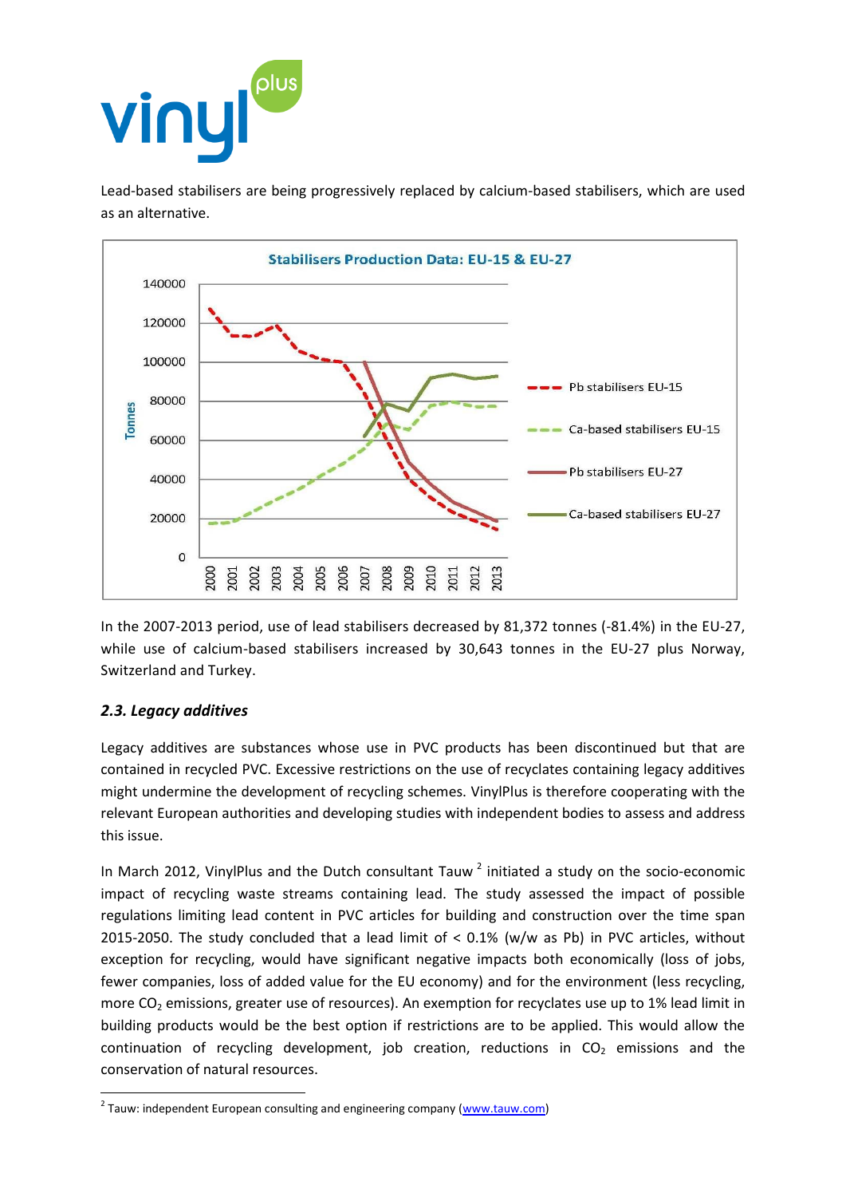Lead-based stabilisers are being progressively replaced by calcium-based stabilisers, which are used as an alternative.

In the 2007-2013 period, use of lead stabilisers decreased by 81,372 tonnes (-81.4%) in the EU-27, while use of calcium-based stabilisers increased by 30,643 tonnes in the EU-27 plus Norway, Switzerland and Turkey.

### *2.3. Legacy additives*

Legacy additives are substances whose use in PVC products has been discontinued but that are contained in recycled PVC. Excessive restrictions on the use of recyclates containing legacy additives might undermine the development of recycling schemes. VinylPlus is therefore cooperating with the relevant European authorities and developing studies with independent bodies to assess and address this issue.

In March 2012, VinylPlus and the Dutch consultant Tauw [2] initiated a study on the socio-economic impact of recycling waste streams containing lead. The study assessed the impact of possible regulations limiting lead content in PVC articles for building and construction over the time span 2015-2050. The study concluded that a lead limit of < 0.1% (w/w as Pb) in PVC articles, without exception for recycling, would have significant negative impacts both economically (loss of jobs, fewer companies, loss of added value for the EU economy) and for the environment (less recycling, more $CO_2$ emissions, greater use of resources). An exemption for recyclates use up to 1% lead limit in building products would be the best option if restrictions are to be applied. This would allow the continuation of recycling development, job creation, reductions in $CO_2$ emissions and the conservation of natural resources.

---

[2] Tauw: independent European consulting and engineering company (www.tauw.com)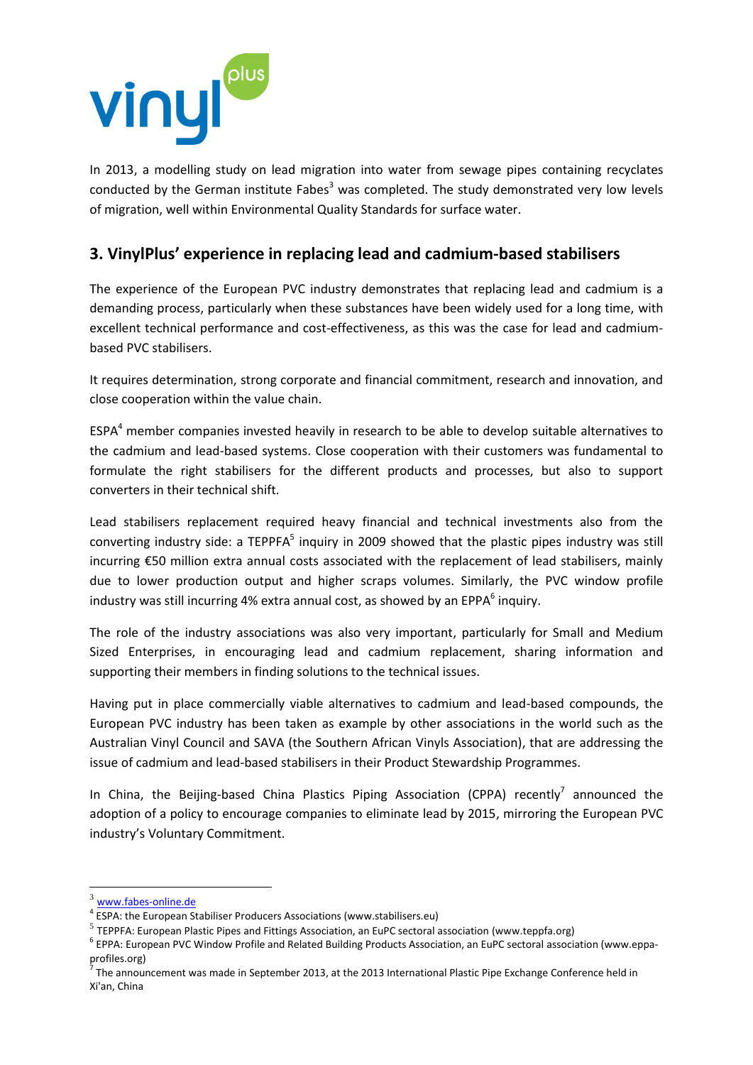In 2013, a modelling study on lead migration into water from sewage pipes containing recyclates conducted by the German institute Fabes[3] was completed. The study demonstrated very low levels of migration, well within Environmental Quality Standards for surface water.

## 3. VinylPlus' experience in replacing lead and cadmium-based stabilisers

The experience of the European PVC industry demonstrates that replacing lead and cadmium is a demanding process, particularly when these substances have been widely used for a long time, with excellent technical performance and cost-effectiveness, as this was the case for lead and cadmium-based PVC stabilisers.

It requires determination, strong corporate and financial commitment, research and innovation, and close cooperation within the value chain.

ESPA[4] member companies invested heavily in research to be able to develop suitable alternatives to the cadmium and lead-based systems. Close cooperation with their customers was fundamental to formulate the right stabilisers for the different products and processes, but also to support converters in their technical shift.

Lead stabilisers replacement required heavy financial and technical investments also from the converting industry side: a TEPPFA[5] inquiry in 2009 showed that the plastic pipes industry was still incurring €50 million extra annual costs associated with the replacement of lead stabilisers, mainly due to lower production output and higher scraps volumes. Similarly, the PVC window profile industry was still incurring 4% extra annual cost, as showed by an EPPA[6] inquiry.

The role of the industry associations was also very important, particularly for Small and Medium Sized Enterprises, in encouraging lead and cadmium replacement, sharing information and supporting their members in finding solutions to the technical issues.

Having put in place commercially viable alternatives to cadmium and lead-based compounds, the European PVC industry has been taken as example by other associations in the world such as the Australian Vinyl Council and SAVA (the Southern African Vinyls Association), that are addressing the issue of cadmium and lead-based stabilisers in their Product Stewardship Programmes.

In China, the Beijing-based China Plastics Piping Association (CPPA) recently[7] announced the adoption of a policy to encourage companies to eliminate lead by 2015, mirroring the European PVC industry's Voluntary Commitment.

---

[3] www.fabes-online.de

[4] ESPA: the European Stabiliser Producers Associations (www.stabilisers.eu)

[5] TEPPFA: European Plastic Pipes and Fittings Association, an EuPC sectoral association (www.teppfa.org)

[6] EPPA: European PVC Window Profile and Related Building Products Association, an EuPC sectoral association (www.eppa-profiles.org)

[7] The announcement was made in September 2013, at the 2013 International Plastic Pipe Exchange Conference held in Xi'an, China